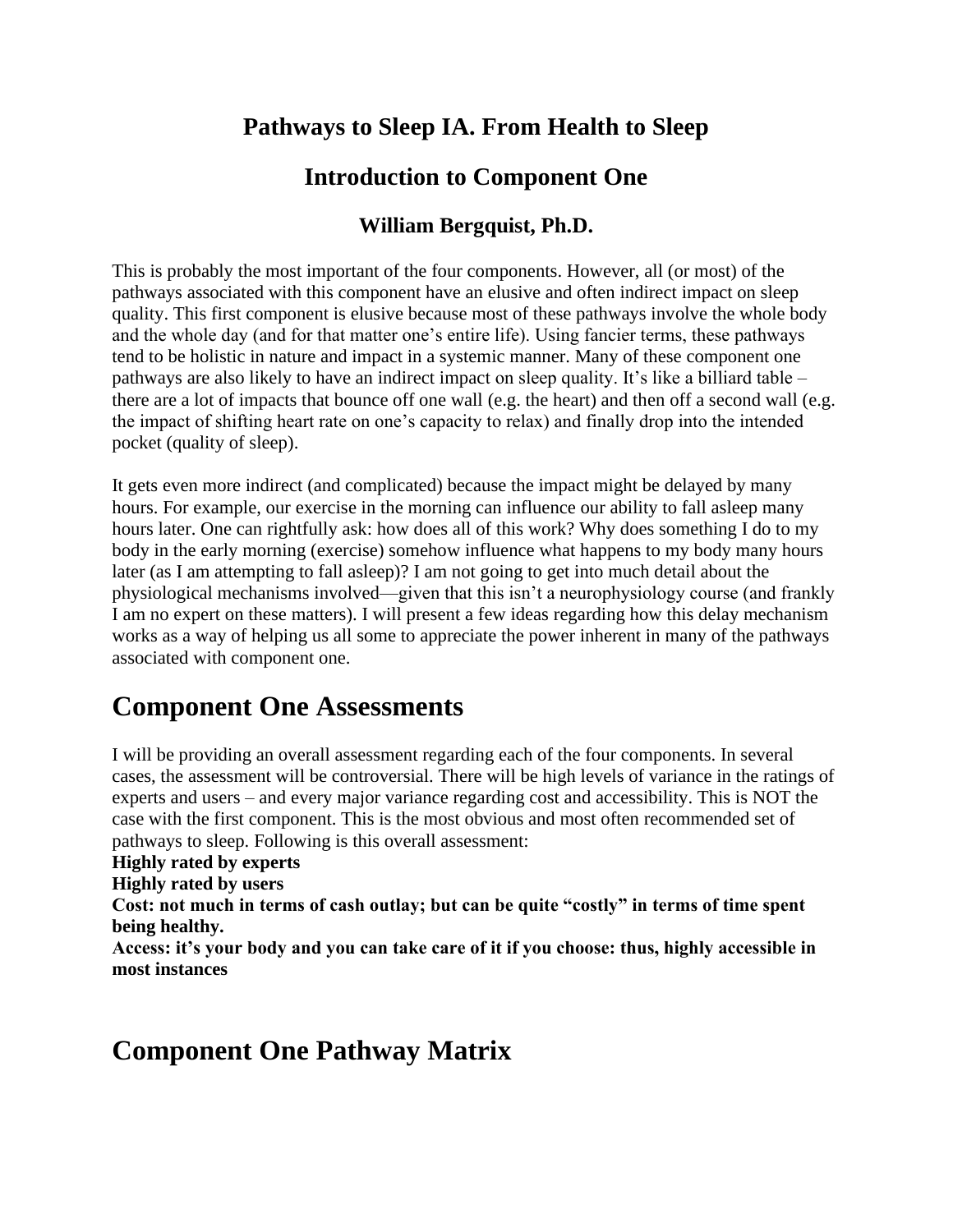# Pathways to Sleep IA. From Health to Sleep

## Introduction to Component One

### William Bergquist, Ph.D.

This is probably the most important of the four components. However, all (or most) of the pathways associated with this component have an elusive and often indirect impact on sleep quality. This first component is elusive because most of these pathways involve the whole body and the whole day (and for that matter one's entire life). Using fancier terms, these pathways tend to be holistic in nature and impact in a systemic manner. Many of these component one pathways are also likely to have an indirect impact on sleep quality. It's like a billiard table – there are a lot of impacts that bounce off one wall (e.g. the heart) and then off a second wall (e.g. the impact of shifting heart rate on one's capacity to relax) and finally drop into the intended pocket (quality of sleep).

It gets even more indirect (and complicated) because the impact might be delayed by many hours. For example, our exercise in the morning can influence our ability to fall asleep many hours later. One can rightfully ask: how does all of this work? Why does something I do to my body in the early morning (exercise) somehow influence what happens to my body many hours later (as I am attempting to fall asleep)? I am not going to get into much detail about the physiological mechanisms involved—given that this isn't a neurophysiology course (and frankly I am no expert on these matters). I will present a few ideas regarding how this delay mechanism works as a way of helping us all some to appreciate the power inherent in many of the pathways associated with component one.

# Component One Assessments

I will be providing an overall assessment regarding each of the four components. In several cases, the assessment will be controversial. There will be high levels of variance in the ratings of experts and users – and every major variance regarding cost and accessibility. This is NOT the case with the first component. This is the most obvious and most often recommended set of pathways to sleep. Following is this overall assessment:

**Highly rated by experts**
**Highly rated by users**
**Cost: not much in terms of cash outlay; but can be quite "costly" in terms of time spent being healthy.**
**Access: it's your body and you can take care of it if you choose: thus, highly accessible in most instances**

# Component One Pathway Matrix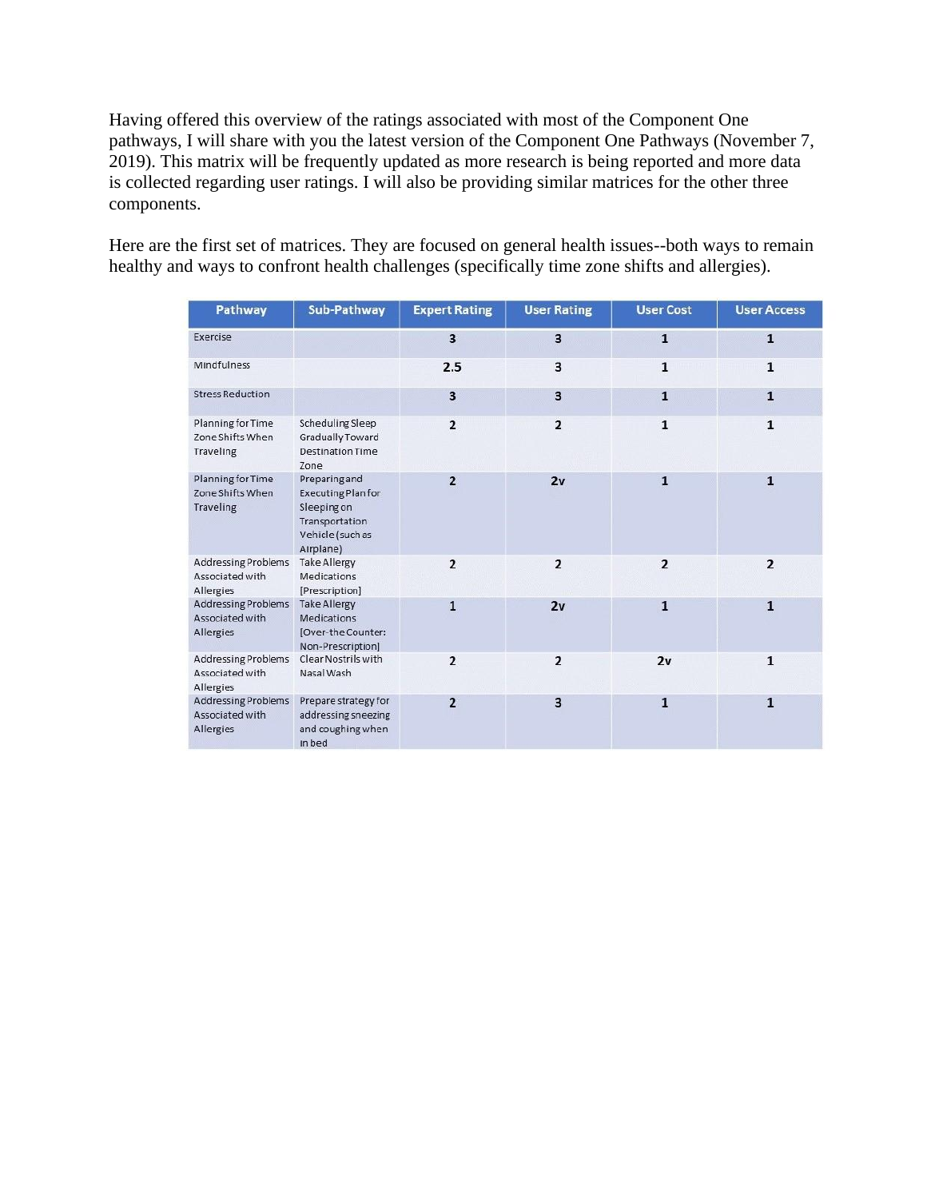Having offered this overview of the ratings associated with most of the Component One pathways, I will share with you the latest version of the Component One Pathways (November 7, 2019). This matrix will be frequently updated as more research is being reported and more data is collected regarding user ratings. I will also be providing similar matrices for the other three components.

Here are the first set of matrices. They are focused on general health issues--both ways to remain healthy and ways to confront health challenges (specifically time zone shifts and allergies).

| Pathway | Sub-Pathway | Expert Rating | User Rating | User Cost | User Access |
|---|---|---|---|---|---|
| Exercise | | 3 | 3 | 1 | 1 |
| Mindfulness | | 2.5 | 3 | 1 | 1 |
| Stress Reduction | | 3 | 3 | 1 | 1 |
| Planning for Time Zone Shifts When Traveling | Scheduling Sleep Gradually Toward Destination Time Zone | 2 | 2 | 1 | 1 |
| Planning for Time Zone Shifts When Traveling | Preparing and Executing Plan for Sleeping on Transportation Vehicle (such as Airplane) | 2 | 2v | 1 | 1 |
| Addressing Problems Associated with Allergies | Take Allergy Medications [Prescription] | 2 | 2 | 2 | 2 |
| Addressing Problems Associated with Allergies | Take Allergy Medications [Over-the Counter: Non-Prescription] | 1 | 2v | 1 | 1 |
| Addressing Problems Associated with Allergies | Clear Nostrils with Nasal Wash | 2 | 2 | 2v | 1 |
| Addressing Problems Associated with Allergies | Prepare strategy for addressing sneezing and coughing when in bed | 2 | 3 | 1 | 1 |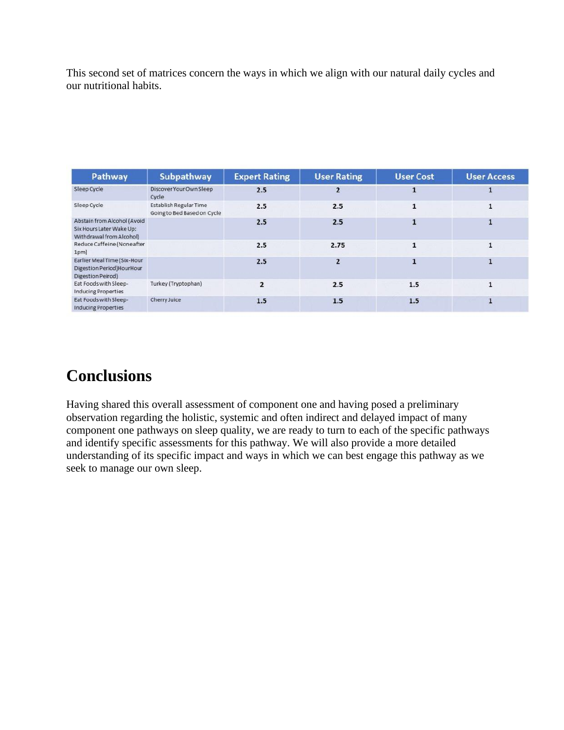This second set of matrices concern the ways in which we align with our natural daily cycles and our nutritional habits.

| Pathway | Subpathway | Expert Rating | User Rating | User Cost | User Access |
|---|---|---|---|---|---|
| Sleep Cycle | Discover Your Own Sleep Cycle | 2.5 | 2 | 1 | 1 |
| Sleep Cycle | Establish Regular Time Going to Bed Based on Cycle | 2.5 | 2.5 | 1 | 1 |
| Abstain from Alcohol (Avoid Six Hours Later Wake Up: Withdrawal from Alcohol) | | 2.5 | 2.5 | 1 | 1 |
| Reduce Caffeine (None after 1pm) | | 2.5 | 2.75 | 1 | 1 |
| Earlier Meal Time (Six-Hour Digestion Period)Hour Hour Digestion Peirod) | | 2.5 | 2 | 1 | 1 |
| Eat Foods with Sleep-Inducing Properties | Turkey (Tryptophan) | 2 | 2.5 | 1.5 | 1 |
| Eat Foods with Sleep-Inducing Properties | Cherry Juice | 1.5 | 1.5 | 1.5 | 1 |

# Conclusions

Having shared this overall assessment of component one and having posed a preliminary observation regarding the holistic, systemic and often indirect and delayed impact of many component one pathways on sleep quality, we are ready to turn to each of the specific pathways and identify specific assessments for this pathway. We will also provide a more detailed understanding of its specific impact and ways in which we can best engage this pathway as we seek to manage our own sleep.